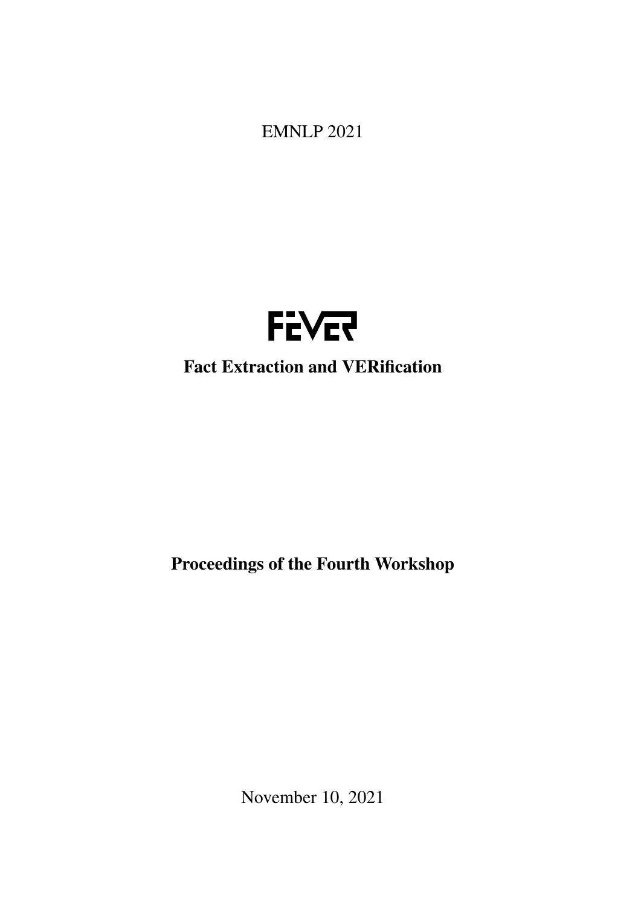EMNLP 2021

# FEVER

## Fact Extraction and VERification

## Proceedings of the Fourth Workshop

November 10, 2021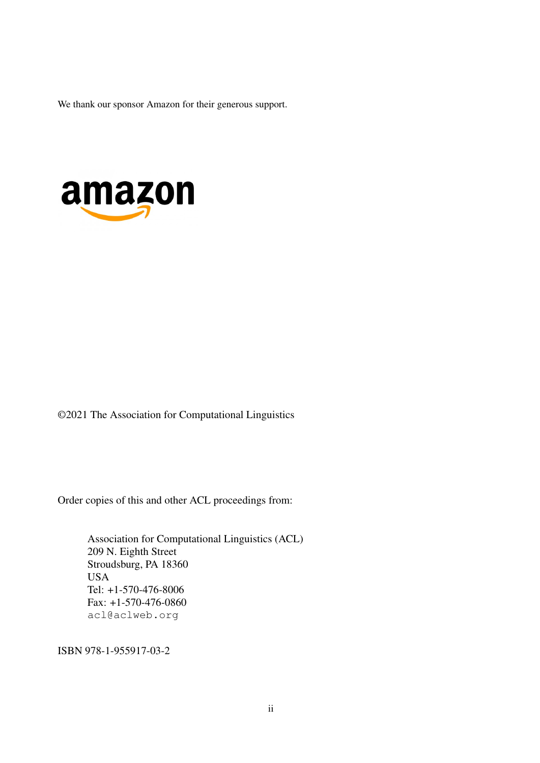We thank our sponsor Amazon for their generous support.

amazon

©2021 The Association for Computational Linguistics

Order copies of this and other ACL proceedings from:

Association for Computational Linguistics (ACL)
209 N. Eighth Street
Stroudsburg, PA 18360
USA
Tel: +1-570-476-8006
Fax: +1-570-476-0860
acl@aclweb.org

ISBN 978-1-955917-03-2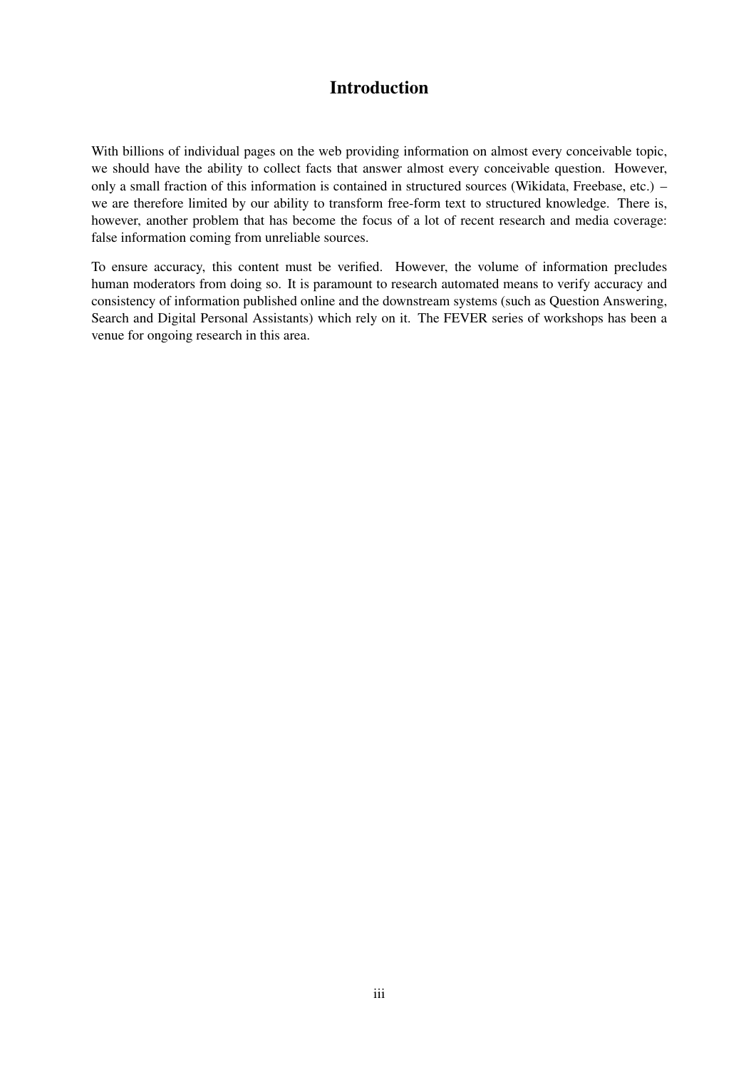# Introduction

With billions of individual pages on the web providing information on almost every conceivable topic, we should have the ability to collect facts that answer almost every conceivable question. However, only a small fraction of this information is contained in structured sources (Wikidata, Freebase, etc.) – we are therefore limited by our ability to transform free-form text to structured knowledge. There is, however, another problem that has become the focus of a lot of recent research and media coverage: false information coming from unreliable sources.

To ensure accuracy, this content must be verified. However, the volume of information precludes human moderators from doing so. It is paramount to research automated means to verify accuracy and consistency of information published online and the downstream systems (such as Question Answering, Search and Digital Personal Assistants) which rely on it. The FEVER series of workshops has been a venue for ongoing research in this area.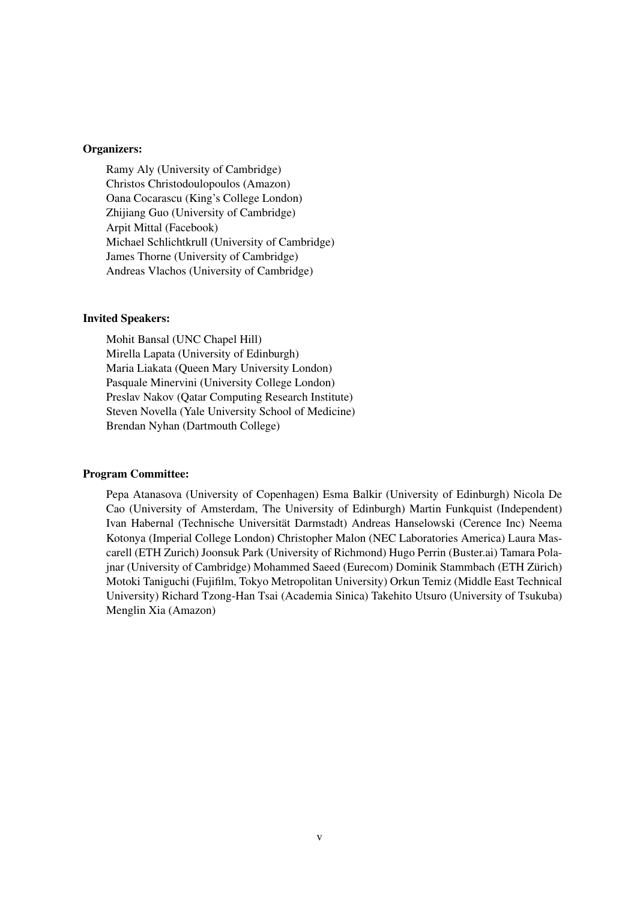**Organizers:**

Ramy Aly (University of Cambridge)
Christos Christodoulopoulos (Amazon)
Oana Cocarascu (King's College London)
Zhijiang Guo (University of Cambridge)
Arpit Mittal (Facebook)
Michael Schlichtkrull (University of Cambridge)
James Thorne (University of Cambridge)
Andreas Vlachos (University of Cambridge)

**Invited Speakers:**

Mohit Bansal (UNC Chapel Hill)
Mirella Lapata (University of Edinburgh)
Maria Liakata (Queen Mary University London)
Pasquale Minervini (University College London)
Preslav Nakov (Qatar Computing Research Institute)
Steven Novella (Yale University School of Medicine)
Brendan Nyhan (Dartmouth College)

**Program Committee:**

Pepa Atanasova (University of Copenhagen) Esma Balkir (University of Edinburgh) Nicola De Cao (University of Amsterdam, The University of Edinburgh) Martin Funkquist (Independent) Ivan Habernal (Technische Universität Darmstadt) Andreas Hanselowski (Cerence Inc) Neema Kotonya (Imperial College London) Christopher Malon (NEC Laboratories America) Laura Mascarell (ETH Zurich) Joonsuk Park (University of Richmond) Hugo Perrin (Buster.ai) Tamara Polajnar (University of Cambridge) Mohammed Saeed (Eurecom) Dominik Stammbach (ETH Zürich) Motoki Taniguchi (Fujifilm, Tokyo Metropolitan University) Orkun Temiz (Middle East Technical University) Richard Tzong-Han Tsai (Academia Sinica) Takehito Utsuro (University of Tsukuba) Menglin Xia (Amazon)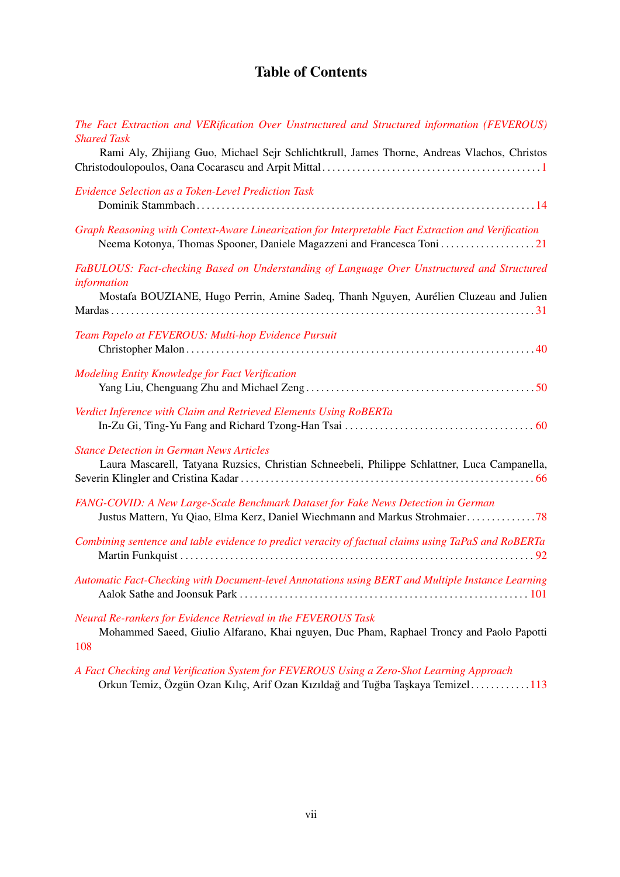# Table of Contents

*The Fact Extraction and VERification Over Unstructured and Structured information (FEVEROUS) Shared Task*
Rami Aly, Zhijiang Guo, Michael Sejr Schlichtkrull, James Thorne, Andreas Vlachos, Christos Christodoulopoulos, Oana Cocarascu and Arpit Mittal . . . . . . . . . . . . . . . . . . . . . . . . . . . . . . . . . . . . . . . . . . . 1

*Evidence Selection as a Token-Level Prediction Task*
Dominik Stammbach . . . . . . . . . . . . . . . . . . . . . . . . . . . . . . . . . . . . . . . . . . . . . . . . . . . . . . . . . . . . . . . . . . 14

*Graph Reasoning with Context-Aware Linearization for Interpretable Fact Extraction and Verification*
Neema Kotonya, Thomas Spooner, Daniele Magazzeni and Francesca Toni . . . . . . . . . . . . . . . . . . . 21

*FaBULOUS: Fact-checking Based on Understanding of Language Over Unstructured and Structured information*
Mostafa BOUZIANE, Hugo Perrin, Amine Sadeq, Thanh Nguyen, Aurélien Cluzeau and Julien Mardas . . . . . . . . . . . . . . . . . . . . . . . . . . . . . . . . . . . . . . . . . . . . . . . . . . . . . . . . . . . . . . . . . . . . . . . . . . . . . . . 31

*Team Papelo at FEVEROUS: Multi-hop Evidence Pursuit*
Christopher Malon . . . . . . . . . . . . . . . . . . . . . . . . . . . . . . . . . . . . . . . . . . . . . . . . . . . . . . . . . . . . . . . . . . . . 40

*Modeling Entity Knowledge for Fact Verification*
Yang Liu, Chenguang Zhu and Michael Zeng . . . . . . . . . . . . . . . . . . . . . . . . . . . . . . . . . . . . . . . . . . . . . 50

*Verdict Inference with Claim and Retrieved Elements Using RoBERTa*
In-Zu Gi, Ting-Yu Fang and Richard Tzong-Han Tsai . . . . . . . . . . . . . . . . . . . . . . . . . . . . . . . . . . . . . 60

*Stance Detection in German News Articles*
Laura Mascarell, Tatyana Ruzsics, Christian Schneebeli, Philippe Schlattner, Luca Campanella, Severin Klingler and Cristina Kadar . . . . . . . . . . . . . . . . . . . . . . . . . . . . . . . . . . . . . . . . . . . . . . . . . . . . . . . . . 66

*FANG-COVID: A New Large-Scale Benchmark Dataset for Fake News Detection in German*
Justus Mattern, Yu Qiao, Elma Kerz, Daniel Wiechmann and Markus Strohmaier . . . . . . . . . . . . . . 78

*Combining sentence and table evidence to predict veracity of factual claims using TaPaS and RoBERTa*
Martin Funkquist . . . . . . . . . . . . . . . . . . . . . . . . . . . . . . . . . . . . . . . . . . . . . . . . . . . . . . . . . . . . . . . . . . . . . . 92

*Automatic Fact-Checking with Document-level Annotations using BERT and Multiple Instance Learning*
Aalok Sathe and Joonsuk Park . . . . . . . . . . . . . . . . . . . . . . . . . . . . . . . . . . . . . . . . . . . . . . . . . . . . . . . . . 101

*Neural Re-rankers for Evidence Retrieval in the FEVEROUS Task*
Mohammed Saeed, Giulio Alfarano, Khai nguyen, Duc Pham, Raphael Troncy and Paolo Papotti 108

*A Fact Checking and Verification System for FEVEROUS Using a Zero-Shot Learning Approach*
Orkun Temiz, Özgün Ozan Kılıç, Arif Ozan Kızıldağ and Tuğba Taşkaya Temizel . . . . . . . . . . . . 113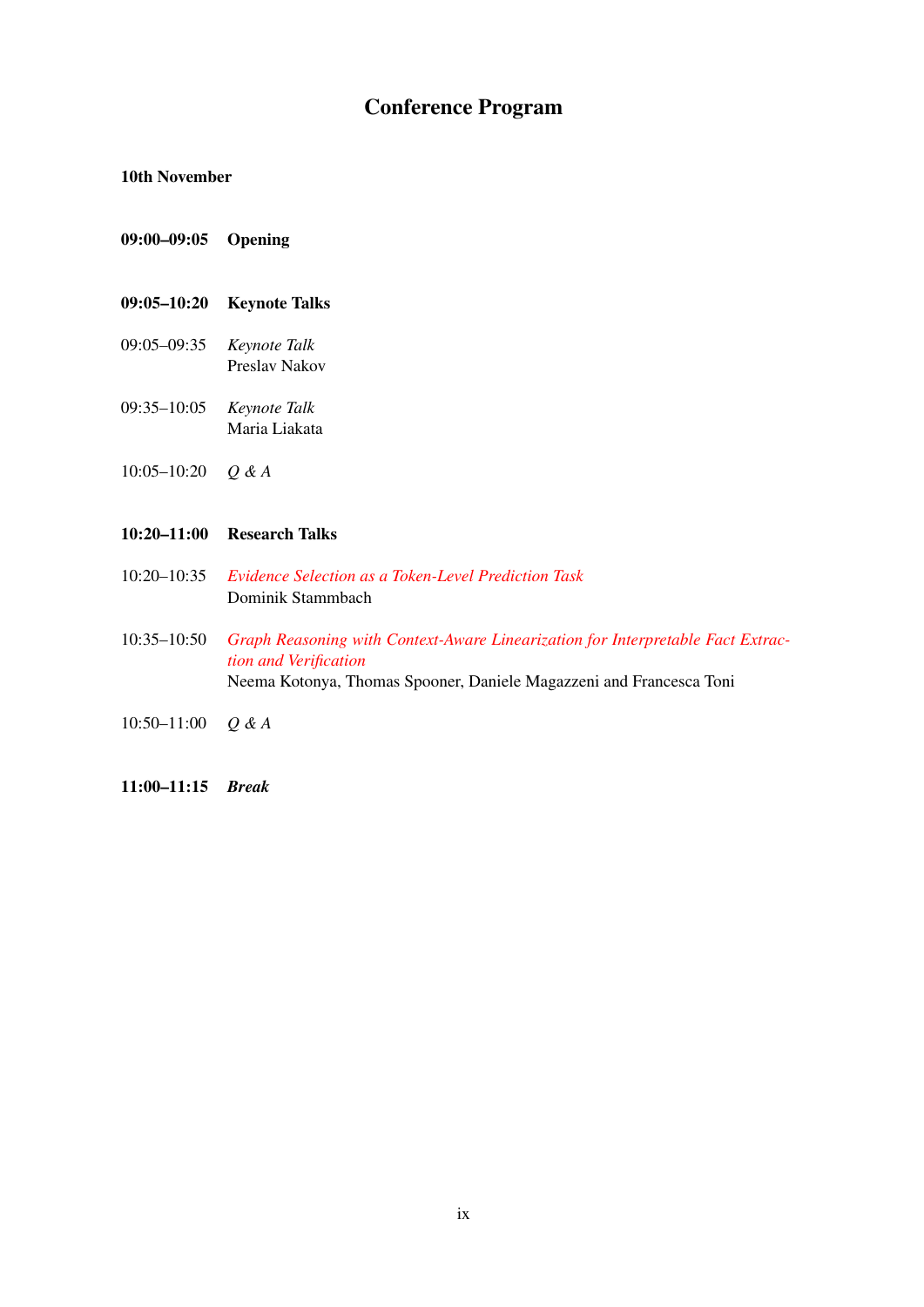# Conference Program

**10th November**

**09:00–09:05 Opening**

**09:05–10:20 Keynote Talks**

09:05–09:35 *Keynote Talk*
Preslav Nakov

09:35–10:05 *Keynote Talk*
Maria Liakata

10:05–10:20 *Q & A*

**10:20–11:00 Research Talks**

10:20–10:35 *Evidence Selection as a Token-Level Prediction Task*
Dominik Stammbach

10:35–10:50 *Graph Reasoning with Context-Aware Linearization for Interpretable Fact Extraction and Verification*
Neema Kotonya, Thomas Spooner, Daniele Magazzeni and Francesca Toni

10:50–11:00 *Q & A*

**11:00–11:15 *Break***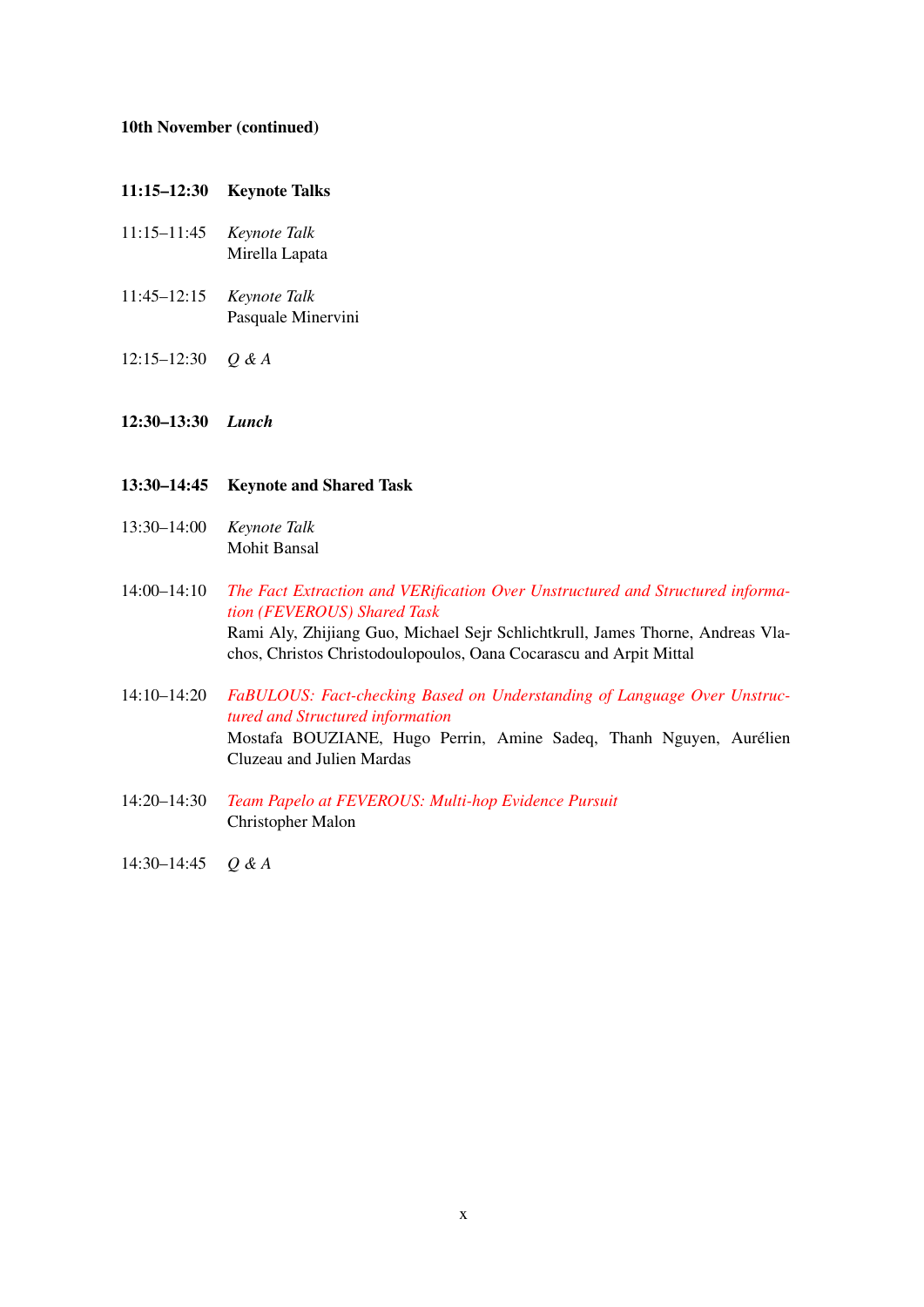**10th November (continued)**

**11:15–12:30 Keynote Talks**

11:15–11:45 *Keynote Talk*
Mirella Lapata

11:45–12:15 *Keynote Talk*
Pasquale Minervini

12:15–12:30 *Q & A*

**12:30–13:30 *Lunch***

**13:30–14:45 Keynote and Shared Task**

13:30–14:00 *Keynote Talk*
Mohit Bansal

14:00–14:10 *The Fact Extraction and VERification Over Unstructured and Structured information (FEVEROUS) Shared Task*
Rami Aly, Zhijiang Guo, Michael Sejr Schlichtkrull, James Thorne, Andreas Vlachos, Christos Christodoulopoulos, Oana Cocarascu and Arpit Mittal

14:10–14:20 *FaBULOUS: Fact-checking Based on Understanding of Language Over Unstructured and Structured information*
Mostafa BOUZIANE, Hugo Perrin, Amine Sadeq, Thanh Nguyen, Aurélien Cluzeau and Julien Mardas

14:20–14:30 *Team Papelo at FEVEROUS: Multi-hop Evidence Pursuit*
Christopher Malon

14:30–14:45 *Q & A*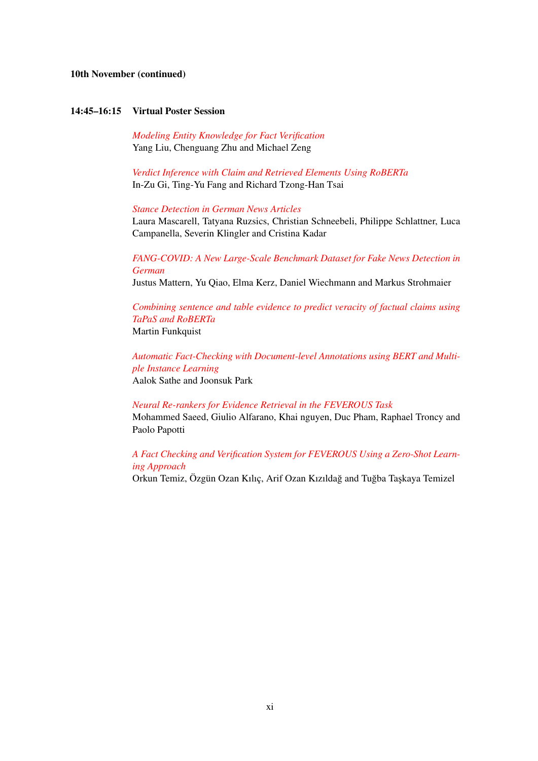**10th November (continued)**

**14:45–16:15 Virtual Poster Session**

*Modeling Entity Knowledge for Fact Verification*
Yang Liu, Chenguang Zhu and Michael Zeng

*Verdict Inference with Claim and Retrieved Elements Using RoBERTa*
In-Zu Gi, Ting-Yu Fang and Richard Tzong-Han Tsai

*Stance Detection in German News Articles*
Laura Mascarell, Tatyana Ruzsics, Christian Schneebeli, Philippe Schlattner, Luca Campanella, Severin Klingler and Cristina Kadar

*FANG-COVID: A New Large-Scale Benchmark Dataset for Fake News Detection in German*
Justus Mattern, Yu Qiao, Elma Kerz, Daniel Wiechmann and Markus Strohmaier

*Combining sentence and table evidence to predict veracity of factual claims using TaPaS and RoBERTa*
Martin Funkquist

*Automatic Fact-Checking with Document-level Annotations using BERT and Multiple Instance Learning*
Aalok Sathe and Joonsuk Park

*Neural Re-rankers for Evidence Retrieval in the FEVEROUS Task*
Mohammed Saeed, Giulio Alfarano, Khai nguyen, Duc Pham, Raphael Troncy and Paolo Papotti

*A Fact Checking and Verification System for FEVEROUS Using a Zero-Shot Learning Approach*
Orkun Temiz, Özgün Ozan Kılıç, Arif Ozan Kızıldağ and Tuğba Taşkaya Temizel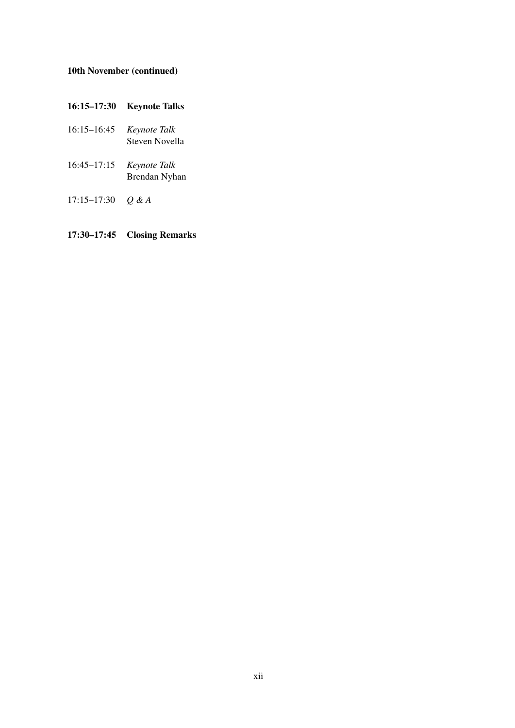**10th November (continued)**

**16:15–17:30 Keynote Talks**

16:15–16:45 *Keynote Talk*
Steven Novella

16:45–17:15 *Keynote Talk*
Brendan Nyhan

17:15–17:30 *Q & A*

**17:30–17:45 Closing Remarks**